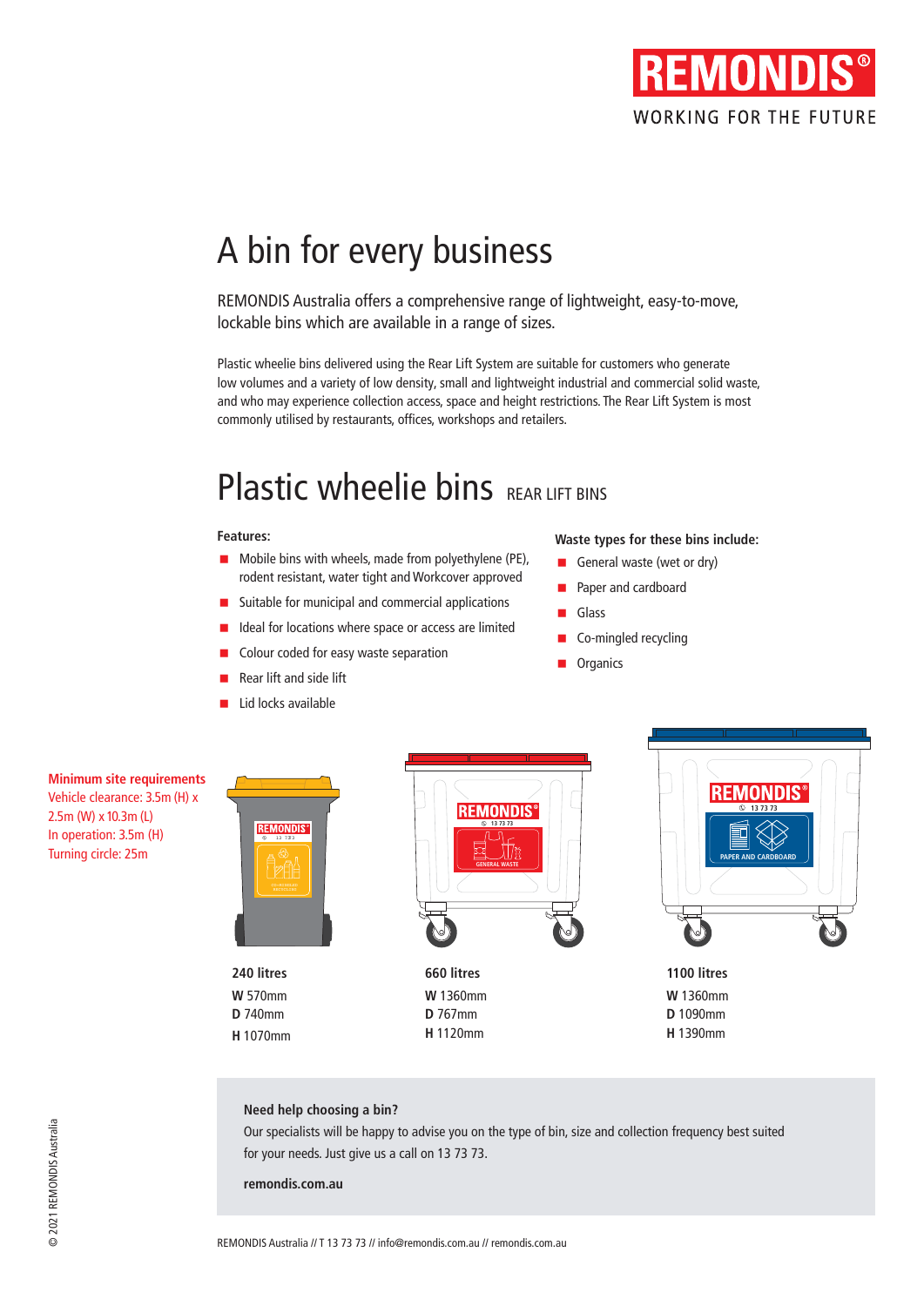REMONDIS®

WORKING FOR THE FUTURE

# A bin for every business

REMONDIS Australia offers a comprehensive range of lightweight, easy-to-move, lockable bins which are available in a range of sizes.

Plastic wheelie bins delivered using the Rear Lift System are suitable for customers who generate low volumes and a variety of low density, small and lightweight industrial and commercial solid waste, and who may experience collection access, space and height restrictions. The Rear Lift System is most commonly utilised by restaurants, offices, workshops and retailers.

## Plastic wheelie bins REAR LIFT BINS

**Features:**

- Mobile bins with wheels, made from polyethylene (PE), rodent resistant, water tight and Workcover approved
- Suitable for municipal and commercial applications
- Ideal for locations where space or access are limited
- Colour coded for easy waste separation
- Rear lift and side lift
- Lid locks available

**Waste types for these bins include:**

- General waste (wet or dry)
- Paper and cardboard
- Glass
- Co-mingled recycling
- Organics

**Minimum site requirements**

Vehicle clearance: 3.5m (H) x 2.5m (W) x 10.3m (L)

In operation: 3.5m (H)

Turning circle: 25m

**240 litres**
**W** 570mm
**D** 740mm
**H** 1070mm

**660 litres**
**W** 1360mm
**D** 767mm
**H** 1120mm

**1100 litres**
**W** 1360mm
**D** 1090mm
**H** 1390mm

**Need help choosing a bin?**

Our specialists will be happy to advise you on the type of bin, size and collection frequency best suited for your needs. Just give us a call on 13 73 73.

**remondis.com.au**

REMONDIS Australia // T 13 73 73 // info@remondis.com.au // remondis.com.au

© 2021 REMONDIS Australia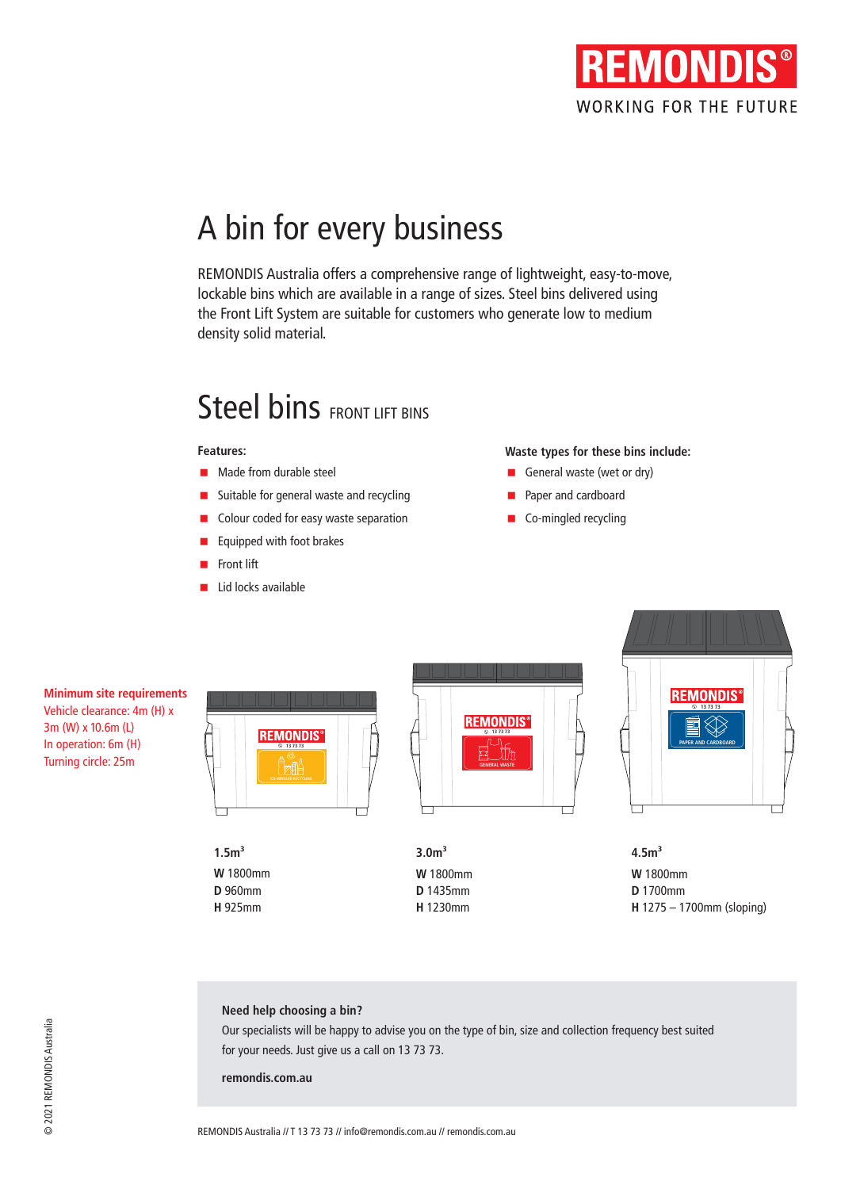# A bin for every business

REMONDIS Australia offers a comprehensive range of lightweight, easy-to-move, lockable bins which are available in a range of sizes. Steel bins delivered using the Front Lift System are suitable for customers who generate low to medium density solid material.

## Steel bins FRONT LIFT BINS

**Features:**

- Made from durable steel
- Suitable for general waste and recycling
- Colour coded for easy waste separation
- Equipped with foot brakes
- Front lift
- Lid locks available

**Waste types for these bins include:**

- General waste (wet or dry)
- Paper and cardboard
- Co-mingled recycling

**Minimum site requirements**
Vehicle clearance: 4m (H) x 3m (W) x 10.6m (L)
In operation: 6m (H)
Turning circle: 25m

**1.5m³**
**W** 1800mm
**D** 960mm
**H** 925mm

**3.0m³**
**W** 1800mm
**D** 1435mm
**H** 1230mm

**4.5m³**
**W** 1800mm
**D** 1700mm
**H** 1275 – 1700mm (sloping)

**Need help choosing a bin?**
Our specialists will be happy to advise you on the type of bin, size and collection frequency best suited for your needs. Just give us a call on 13 73 73.

**remondis.com.au**

REMONDIS Australia // T 13 73 73 // info@remondis.com.au // remondis.com.au

© 2021 REMONDIS Australia